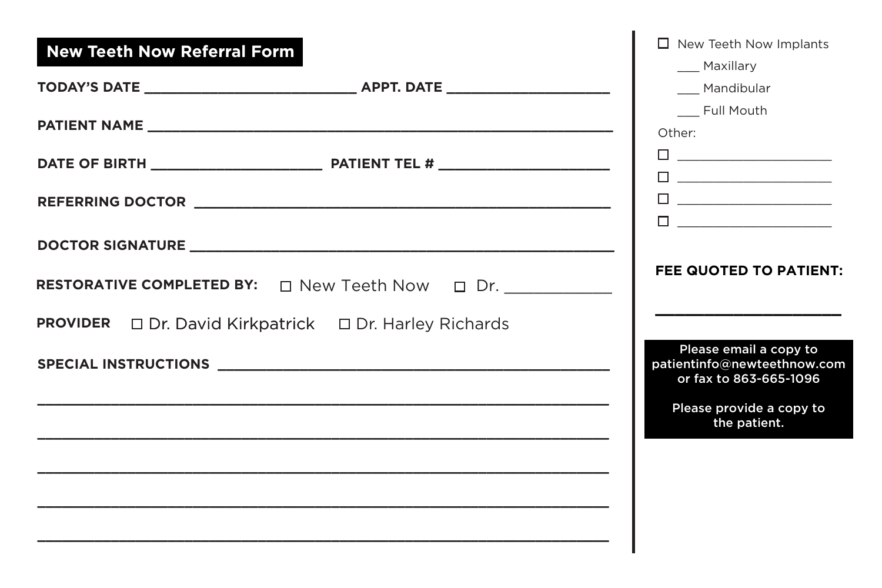# New Teeth Now Referral Form

**TODAY'S DATE** ____________________ **APPT. DATE** ____________________

**PATIENT NAME** ________________________________________________

**DATE OF BIRTH** ____________________ **PATIENT TEL #** ____________________

**REFERRING DOCTOR** ________________________________________________

**DOCTOR SIGNATURE** ________________________________________________

**RESTORATIVE COMPLETED BY:** ☐ New Teeth Now ☐ Dr. ____________

**PROVIDER** ☐ Dr. David Kirkpatrick ☐ Dr. Harley Richards

**SPECIAL INSTRUCTIONS** ________________________________________________

________________________________________________________________

________________________________________________________________

________________________________________________________________

________________________________________________________________

________________________________________________________________

☐ New Teeth Now Implants

- ___ Maxillary
- ___ Mandibular
- ___ Full Mouth

Other:

☐ ____________________

☐ ____________________

☐ ____________________

☐ ____________________

**FEE QUOTED TO PATIENT:**

____________________

**Please email a copy to patientinfo@newteethnow.com or fax to 863-665-1096**

**Please provide a copy to the patient.**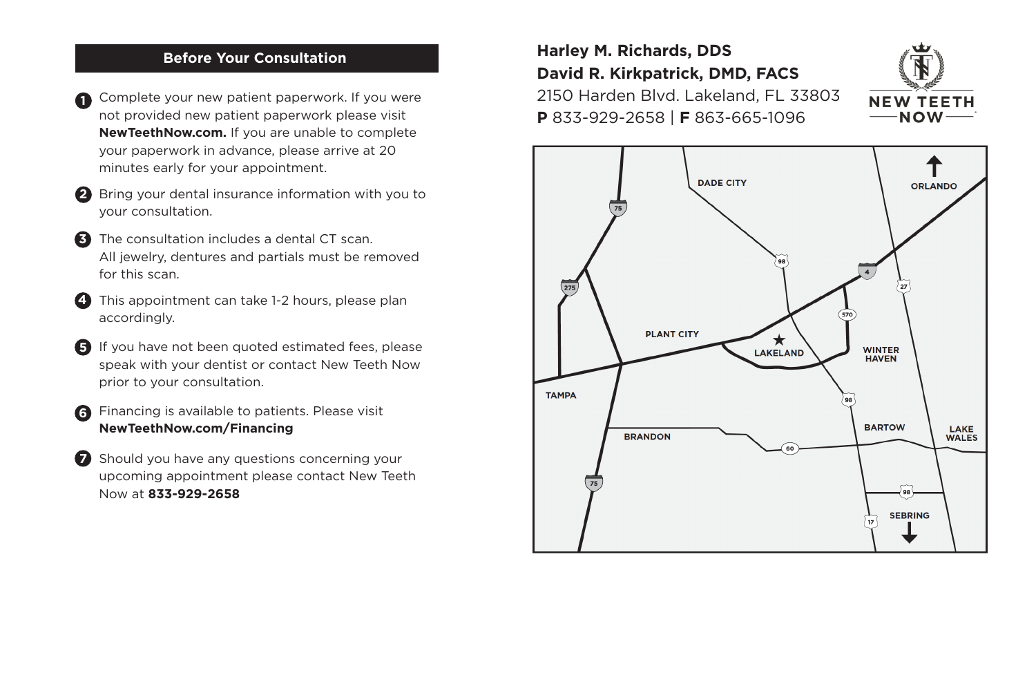## Before Your Consultation

1. Complete your new patient paperwork. If you were not provided new patient paperwork please visit **NewTeethNow.com.** If you are unable to complete your paperwork in advance, please arrive at 20 minutes early for your appointment.
2. Bring your dental insurance information with you to your consultation.
3. The consultation includes a dental CT scan. All jewelry, dentures and partials must be removed for this scan.
4. This appointment can take 1-2 hours, please plan accordingly.
5. If you have not been quoted estimated fees, please speak with your dentist or contact New Teeth Now prior to your consultation.
6. Financing is available to patients. Please visit **NewTeethNow.com/Financing**
7. Should you have any questions concerning your upcoming appointment please contact New Teeth Now at **833-929-2658**

**Harley M. Richards, DDS**
**David R. Kirkpatrick, DMD, FACS**
2150 Harden Blvd. Lakeland, FL 33803
**P** 833-929-2658 | **F** 863-665-1096

NEW TEETH NOW

DADE CITY
ORLANDO
75
98
4
275
27
570
PLANT CITY
LAKELAND
WINTER HAVEN
TAMPA
98
BARTOW
BRANDON
LAKE WALES
60
75
98
SEBRING
17